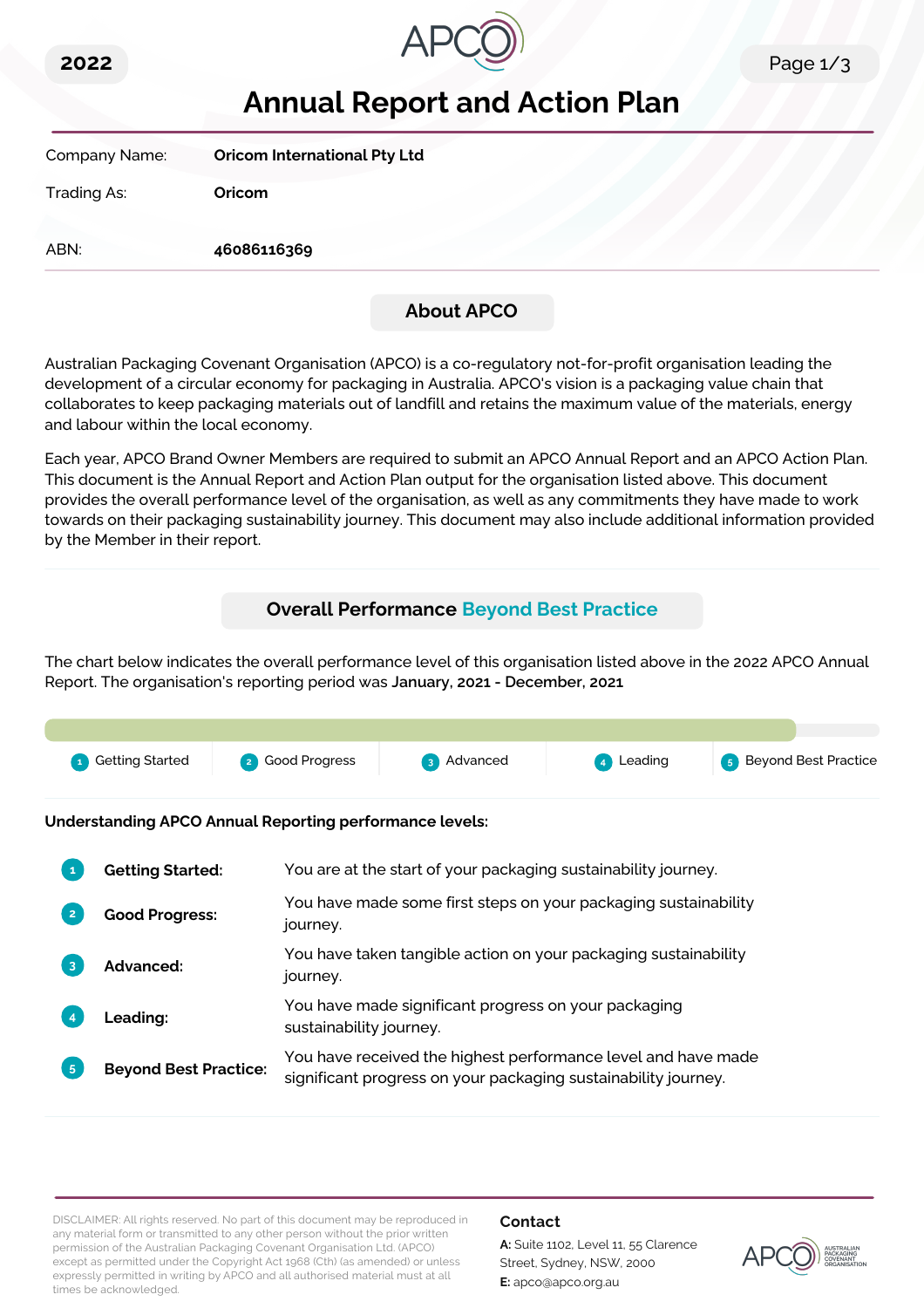2022

# Annual Report and Action Plan

| | |
|---|---|
| Company Name: | **Oricom International Pty Ltd** |
| Trading As: | **Oricom** |
| ABN: | **46086116369** |

## About APCO

Australian Packaging Covenant Organisation (APCO) is a co-regulatory not-for-profit organisation leading the development of a circular economy for packaging in Australia. APCO's vision is a packaging value chain that collaborates to keep packaging materials out of landfill and retains the maximum value of the materials, energy and labour within the local economy.

Each year, APCO Brand Owner Members are required to submit an APCO Annual Report and an APCO Action Plan. This document is the Annual Report and Action Plan output for the organisation listed above. This document provides the overall performance level of the organisation, as well as any commitments they have made to work towards on their packaging sustainability journey. This document may also include additional information provided by the Member in their report.

## Overall Performance Beyond Best Practice

The chart below indicates the overall performance level of this organisation listed above in the 2022 APCO Annual Report. The organisation's reporting period was **January, 2021 - December, 2021**

1 Getting Started | 2 Good Progress | 3 Advanced | 4 Leading | 5 Beyond Best Practice

**Understanding APCO Annual Reporting performance levels:**

| | | |
|---|---|---|
| 1 | **Getting Started:** | You are at the start of your packaging sustainability journey. |
| 2 | **Good Progress:** | You have made some first steps on your packaging sustainability journey. |
| 3 | **Advanced:** | You have taken tangible action on your packaging sustainability journey. |
| 4 | **Leading:** | You have made significant progress on your packaging sustainability journey. |
| 5 | **Beyond Best Practice:** | You have received the highest performance level and have made significant progress on your packaging sustainability journey. |

DISCLAIMER: All rights reserved. No part of this document may be reproduced in any material form or transmitted to any other person without the prior written permission of the Australian Packaging Covenant Organisation Ltd. (APCO) except as permitted under the Copyright Act 1968 (Cth) (as amended) or unless expressly permitted in writing by APCO and all authorised material must at all times be acknowledged.

**Contact**

**A:** Suite 1102, Level 11, 55 Clarence Street, Sydney, NSW, 2000
**E:** apco@apco.org.au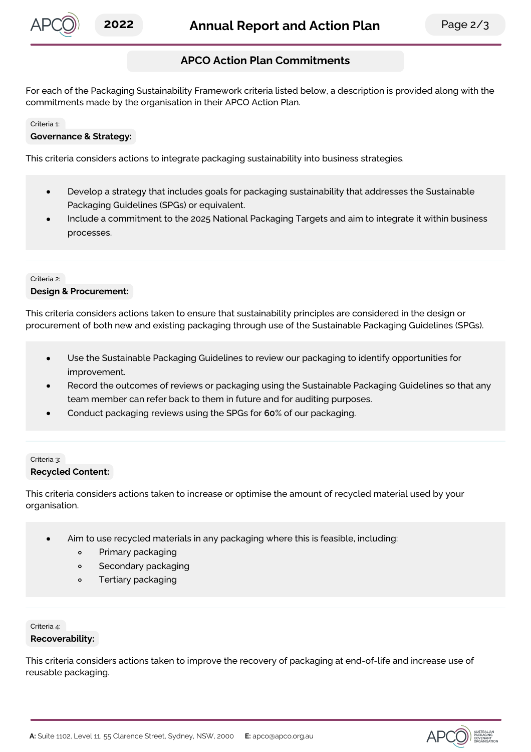## APCO Action Plan Commitments

For each of the Packaging Sustainability Framework criteria listed below, a description is provided along with the commitments made by the organisation in their APCO Action Plan.

Criteria 1:

### Governance & Strategy:

This criteria considers actions to integrate packaging sustainability into business strategies.

- Develop a strategy that includes goals for packaging sustainability that addresses the Sustainable Packaging Guidelines (SPGs) or equivalent.
- Include a commitment to the 2025 National Packaging Targets and aim to integrate it within business processes.

Criteria 2:

### Design & Procurement:

This criteria considers actions taken to ensure that sustainability principles are considered in the design or procurement of both new and existing packaging through use of the Sustainable Packaging Guidelines (SPGs).

- Use the Sustainable Packaging Guidelines to review our packaging to identify opportunities for improvement.
- Record the outcomes of reviews or packaging using the Sustainable Packaging Guidelines so that any team member can refer back to them in future and for auditing purposes.
- Conduct packaging reviews using the SPGs for **60**% of our packaging.

Criteria 3:

### Recycled Content:

This criteria considers actions taken to increase or optimise the amount of recycled material used by your organisation.

- Aim to use recycled materials in any packaging where this is feasible, including:
  - Primary packaging
  - Secondary packaging
  - Tertiary packaging

Criteria 4:

### Recoverability:

This criteria considers actions taken to improve the recovery of packaging at end-of-life and increase use of reusable packaging.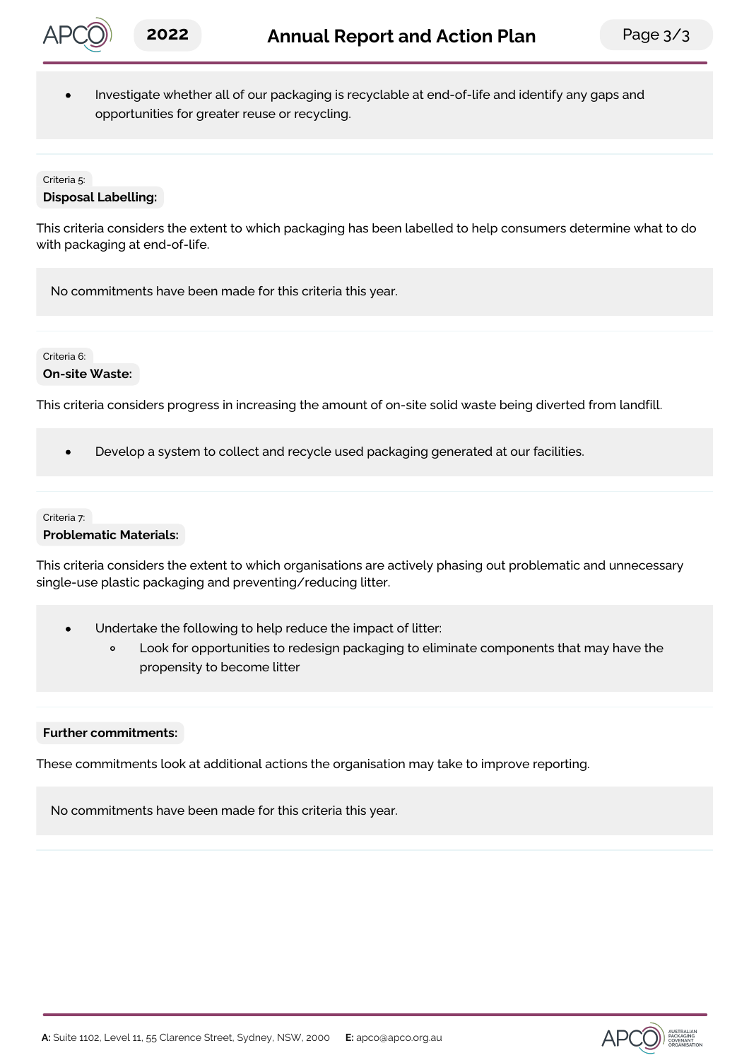- Investigate whether all of our packaging is recyclable at end-of-life and identify any gaps and opportunities for greater reuse or recycling.

Criteria 5:

**Disposal Labelling:**

This criteria considers the extent to which packaging has been labelled to help consumers determine what to do with packaging at end-of-life.

No commitments have been made for this criteria this year.

Criteria 6:

**On-site Waste:**

This criteria considers progress in increasing the amount of on-site solid waste being diverted from landfill.

- Develop a system to collect and recycle used packaging generated at our facilities.

Criteria 7:

**Problematic Materials:**

This criteria considers the extent to which organisations are actively phasing out problematic and unnecessary single-use plastic packaging and preventing/reducing litter.

- Undertake the following to help reduce the impact of litter:
    - Look for opportunities to redesign packaging to eliminate components that may have the propensity to become litter

**Further commitments:**

These commitments look at additional actions the organisation may take to improve reporting.

No commitments have been made for this criteria this year.